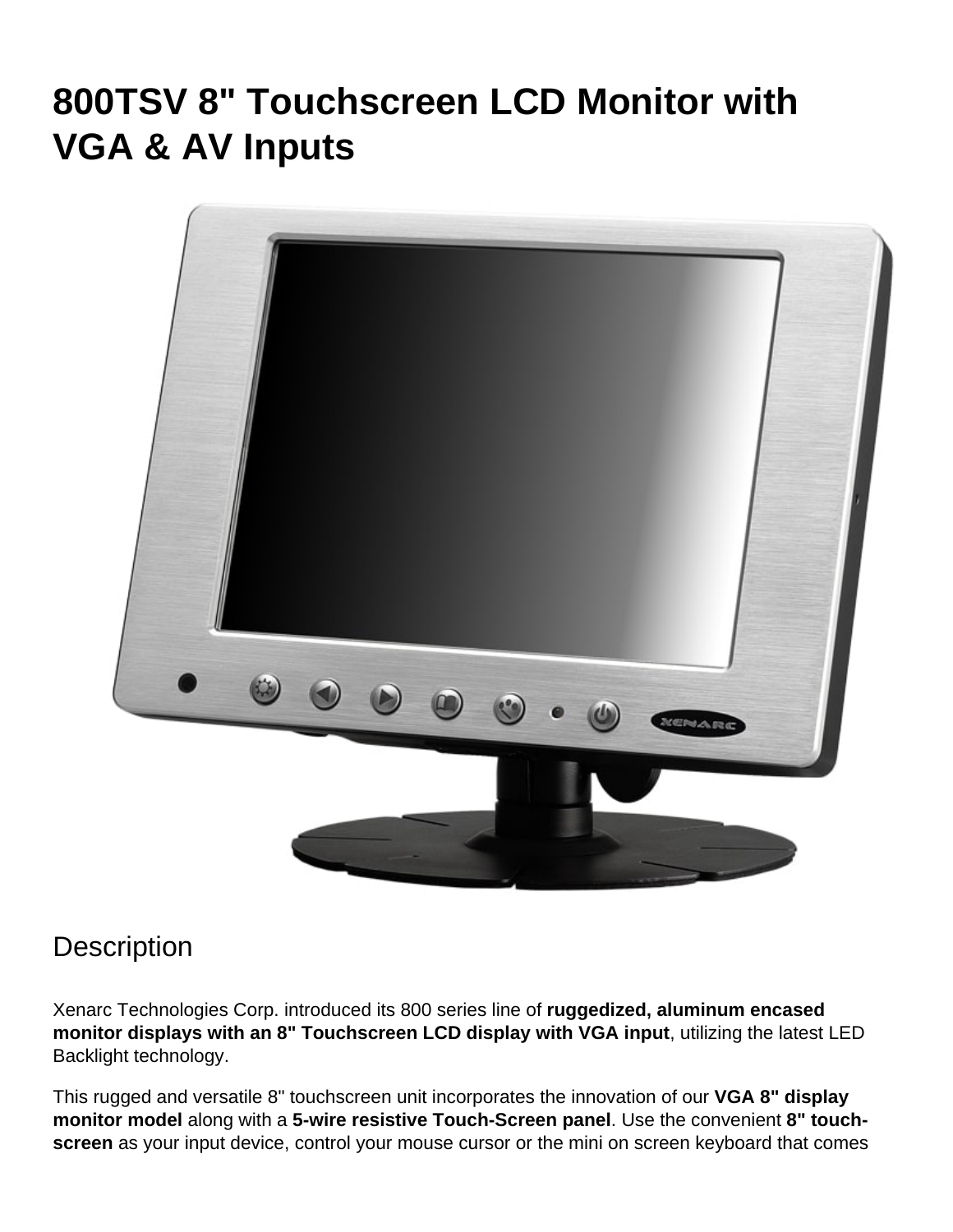# 800TSV 8" Touchscreen LCD Monitor with VGA & AV Inputs

## Description

Xenarc Technologies Corp. introduced its 800 series line of **ruggedized, aluminum encased monitor displays with an 8" Touchscreen LCD display with VGA input**, utilizing the latest LED Backlight technology.

This rugged and versatile 8" touchscreen unit incorporates the innovation of our **VGA 8" display monitor model** along with a **5-wire resistive Touch-Screen panel**. Use the convenient **8" touch-screen** as your input device, control your mouse cursor or the mini on screen keyboard that comes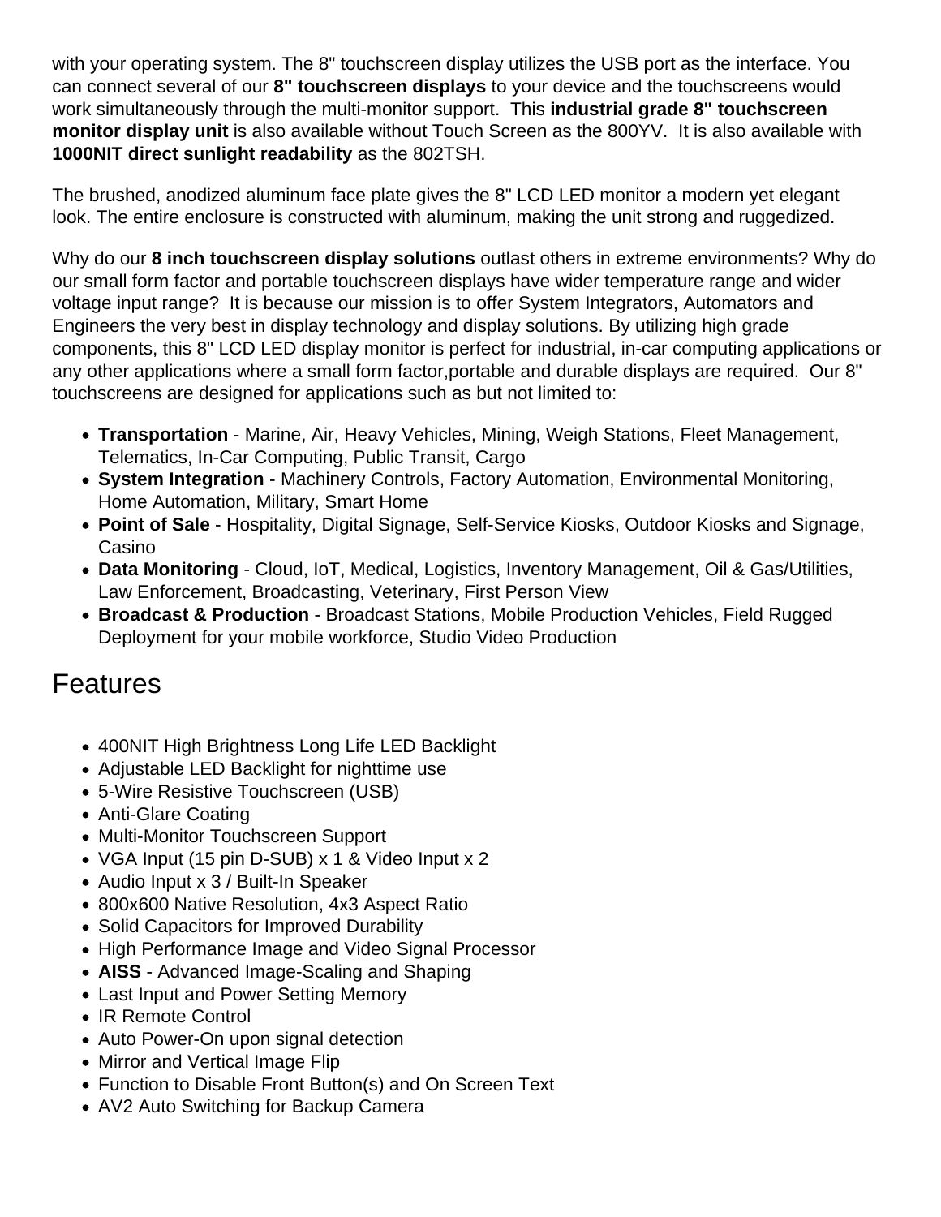with your operating system. The 8" touchscreen display utilizes the USB port as the interface. You can connect several of our **8" touchscreen displays** to your device and the touchscreens would work simultaneously through the multi-monitor support.  This **industrial grade 8" touchscreen monitor display unit** is also available without Touch Screen as the 800YV.  It is also available with **1000NIT direct sunlight readability** as the 802TSH.

The brushed, anodized aluminum face plate gives the 8" LCD LED monitor a modern yet elegant look. The entire enclosure is constructed with aluminum, making the unit strong and ruggedized.

Why do our **8 inch touchscreen display solutions** outlast others in extreme environments? Why do our small form factor and portable touchscreen displays have wider temperature range and wider voltage input range?  It is because our mission is to offer System Integrators, Automators and Engineers the very best in display technology and display solutions. By utilizing high grade components, this 8" LCD LED display monitor is perfect for industrial, in-car computing applications or any other applications where a small form factor,portable and durable displays are required.  Our 8" touchscreens are designed for applications such as but not limited to:

- **Transportation** - Marine, Air, Heavy Vehicles, Mining, Weigh Stations, Fleet Management, Telematics, In-Car Computing, Public Transit, Cargo
- **System Integration** - Machinery Controls, Factory Automation, Environmental Monitoring, Home Automation, Military, Smart Home
- **Point of Sale** - Hospitality, Digital Signage, Self-Service Kiosks, Outdoor Kiosks and Signage, Casino
- **Data Monitoring** - Cloud, IoT, Medical, Logistics, Inventory Management, Oil & Gas/Utilities, Law Enforcement, Broadcasting, Veterinary, First Person View
- **Broadcast & Production** - Broadcast Stations, Mobile Production Vehicles, Field Rugged Deployment for your mobile workforce, Studio Video Production

## Features

- 400NIT High Brightness Long Life LED Backlight
- Adjustable LED Backlight for nighttime use
- 5-Wire Resistive Touchscreen (USB)
- Anti-Glare Coating
- Multi-Monitor Touchscreen Support
- VGA Input (15 pin D-SUB) x 1 & Video Input x 2
- Audio Input x 3 / Built-In Speaker
- 800x600 Native Resolution, 4x3 Aspect Ratio
- Solid Capacitors for Improved Durability
- High Performance Image and Video Signal Processor
- **AISS** - Advanced Image-Scaling and Shaping
- Last Input and Power Setting Memory
- IR Remote Control
- Auto Power-On upon signal detection
- Mirror and Vertical Image Flip
- Function to Disable Front Button(s) and On Screen Text
- AV2 Auto Switching for Backup Camera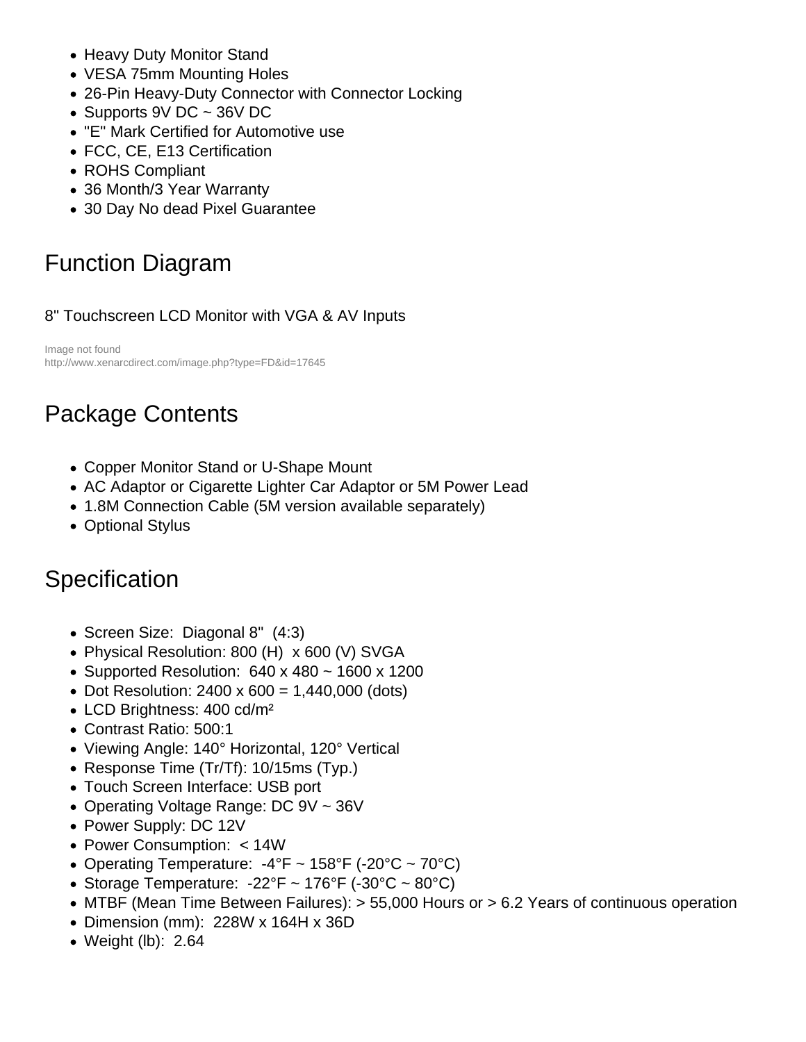- Heavy Duty Monitor Stand
- VESA 75mm Mounting Holes
- 26-Pin Heavy-Duty Connector with Connector Locking
- Supports 9V DC ~ 36V DC
- "E" Mark Certified for Automotive use
- FCC, CE, E13 Certification
- ROHS Compliant
- 36 Month/3 Year Warranty
- 30 Day No dead Pixel Guarantee

## Function Diagram

8" Touchscreen LCD Monitor with VGA & AV Inputs

Image not found
http://www.xenarcdirect.com/image.php?type=FD&id=17645

## Package Contents

- Copper Monitor Stand or U-Shape Mount
- AC Adaptor or Cigarette Lighter Car Adaptor or 5M Power Lead
- 1.8M Connection Cable (5M version available separately)
- Optional Stylus

## Specification

- Screen Size: Diagonal 8" (4:3)
- Physical Resolution: 800 (H) x 600 (V) SVGA
- Supported Resolution: 640 x 480 ~ 1600 x 1200
- Dot Resolution: 2400 x 600 = 1,440,000 (dots)
- LCD Brightness: 400 cd/m²
- Contrast Ratio: 500:1
- Viewing Angle: 140° Horizontal, 120° Vertical
- Response Time (Tr/Tf): 10/15ms (Typ.)
- Touch Screen Interface: USB port
- Operating Voltage Range: DC 9V ~ 36V
- Power Supply: DC 12V
- Power Consumption: < 14W
- Operating Temperature: -4°F ~ 158°F (-20°C ~ 70°C)
- Storage Temperature: -22°F ~ 176°F (-30°C ~ 80°C)
- MTBF (Mean Time Between Failures): > 55,000 Hours or > 6.2 Years of continuous operation
- Dimension (mm): 228W x 164H x 36D
- Weight (lb): 2.64